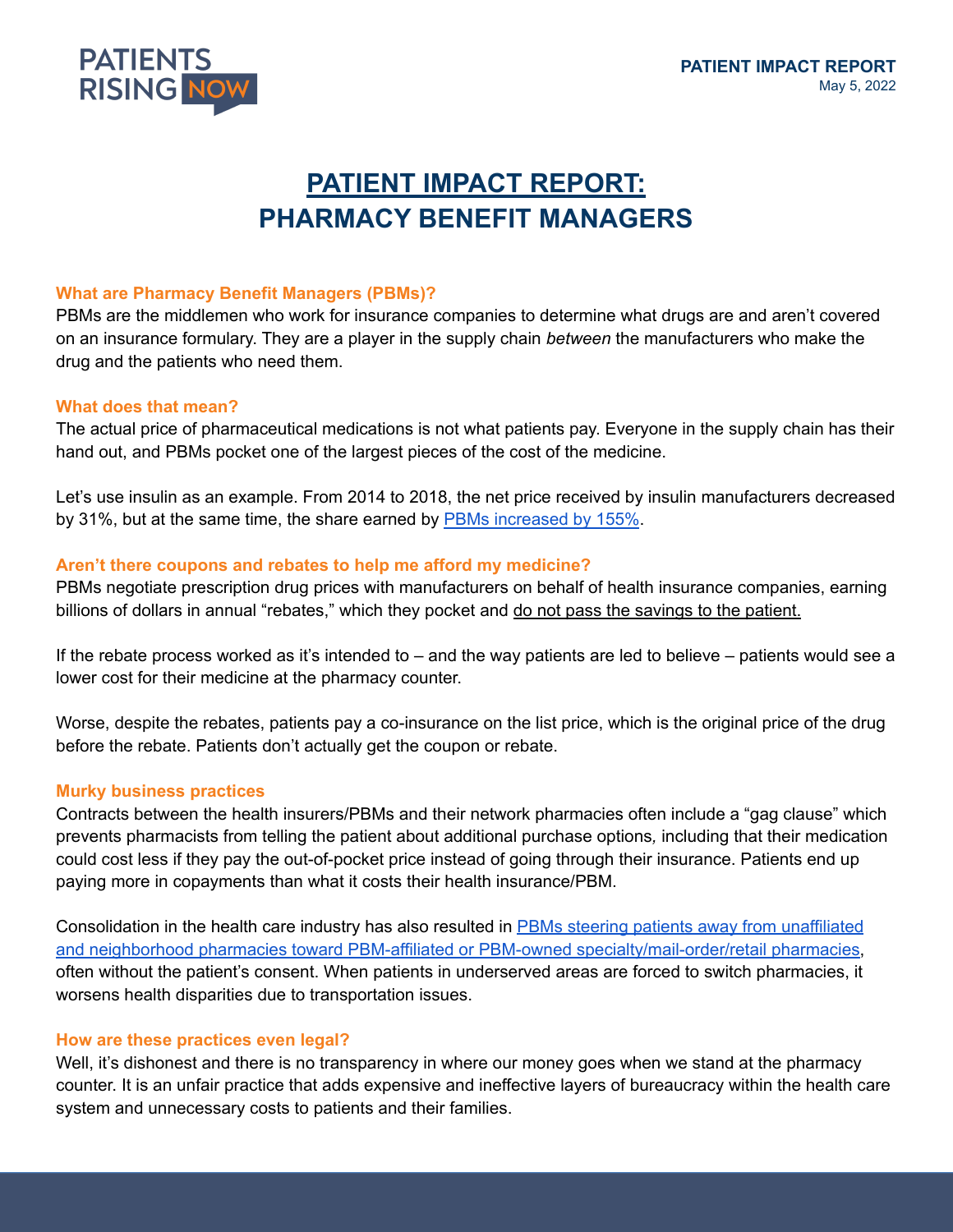PATIENTS RISING NOW

**PATIENT IMPACT REPORT**
May 5, 2022

# PATIENT IMPACT REPORT: PHARMACY BENEFIT MANAGERS

### What are Pharmacy Benefit Managers (PBMs)?

PBMs are the middlemen who work for insurance companies to determine what drugs are and aren't covered on an insurance formulary. They are a player in the supply chain *between* the manufacturers who make the drug and the patients who need them.

### What does that mean?

The actual price of pharmaceutical medications is not what patients pay. Everyone in the supply chain has their hand out, and PBMs pocket one of the largest pieces of the cost of the medicine.

Let's use insulin as an example. From 2014 to 2018, the net price received by insulin manufacturers decreased by 31%, but at the same time, the share earned by PBMs increased by 155%.

### Aren't there coupons and rebates to help me afford my medicine?

PBMs negotiate prescription drug prices with manufacturers on behalf of health insurance companies, earning billions of dollars in annual "rebates," which they pocket and do not pass the savings to the patient.

If the rebate process worked as it's intended to – and the way patients are led to believe – patients would see a lower cost for their medicine at the pharmacy counter.

Worse, despite the rebates, patients pay a co-insurance on the list price, which is the original price of the drug before the rebate. Patients don't actually get the coupon or rebate.

### Murky business practices

Contracts between the health insurers/PBMs and their network pharmacies often include a "gag clause" which prevents pharmacists from telling the patient about additional purchase options, including that their medication could cost less if they pay the out-of-pocket price instead of going through their insurance. Patients end up paying more in copayments than what it costs their health insurance/PBM.

Consolidation in the health care industry has also resulted in PBMs steering patients away from unaffiliated and neighborhood pharmacies toward PBM-affiliated or PBM-owned specialty/mail-order/retail pharmacies, often without the patient's consent. When patients in underserved areas are forced to switch pharmacies, it worsens health disparities due to transportation issues.

### How are these practices even legal?

Well, it's dishonest and there is no transparency in where our money goes when we stand at the pharmacy counter. It is an unfair practice that adds expensive and ineffective layers of bureaucracy within the health care system and unnecessary costs to patients and their families.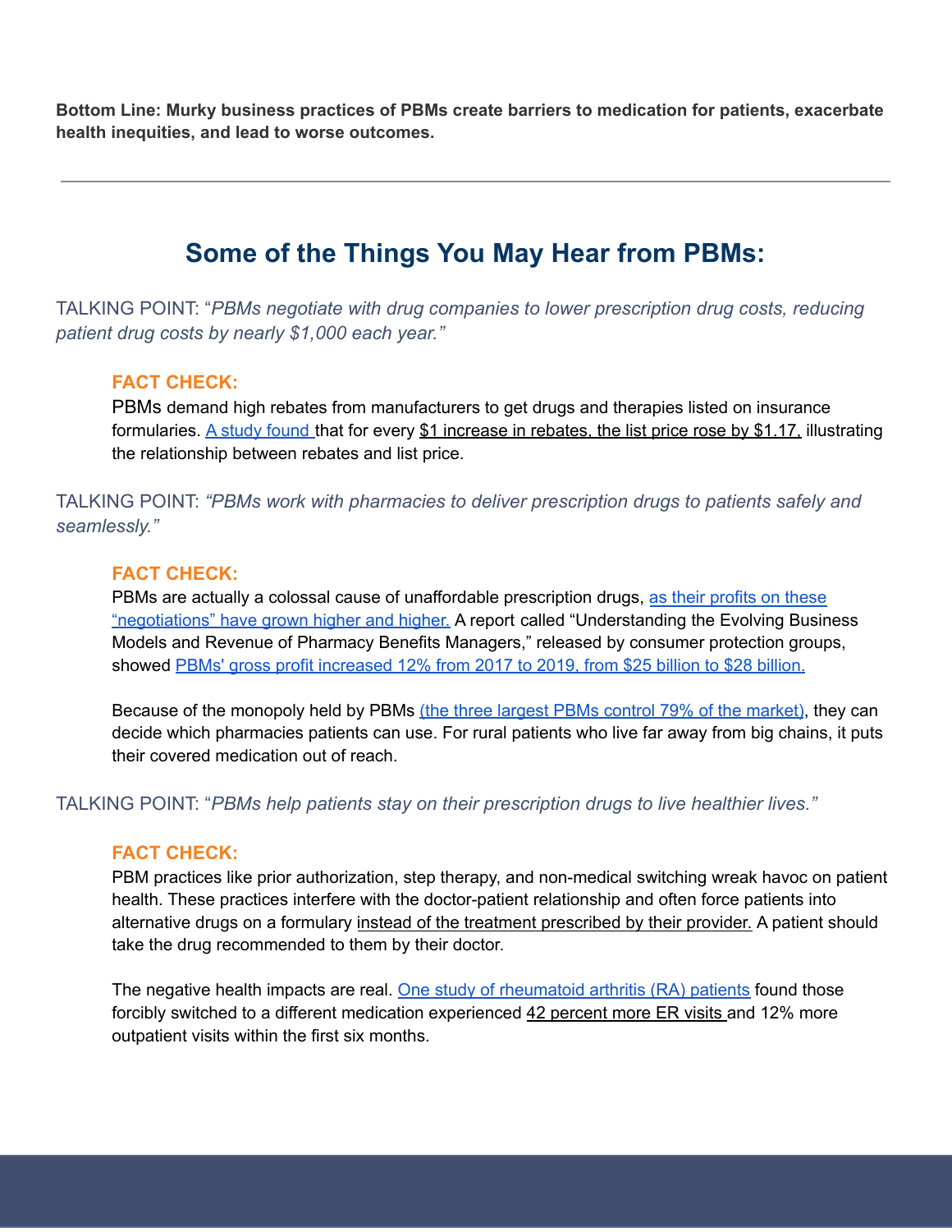**Bottom Line: Murky business practices of PBMs create barriers to medication for patients, exacerbate health inequities, and lead to worse outcomes.**

---

## Some of the Things You May Hear from PBMs:

TALKING POINT: "*PBMs negotiate with drug companies to lower prescription drug costs, reducing patient drug costs by nearly $1,000 each year.*"

**FACT CHECK:**

PBMs demand high rebates from manufacturers to get drugs and therapies listed on insurance formularies. A study found that for every $1 increase in rebates, the list price rose by $1.17, illustrating the relationship between rebates and list price.

TALKING POINT: *"PBMs work with pharmacies to deliver prescription drugs to patients safely and seamlessly."*

**FACT CHECK:**

PBMs are actually a colossal cause of unaffordable prescription drugs, as their profits on these "negotiations" have grown higher and higher. A report called "Understanding the Evolving Business Models and Revenue of Pharmacy Benefits Managers," released by consumer protection groups, showed PBMs' gross profit increased 12% from 2017 to 2019, from $25 billion to $28 billion.

Because of the monopoly held by PBMs (the three largest PBMs control 79% of the market), they can decide which pharmacies patients can use. For rural patients who live far away from big chains, it puts their covered medication out of reach.

TALKING POINT: "*PBMs help patients stay on their prescription drugs to live healthier lives.*"

**FACT CHECK:**

PBM practices like prior authorization, step therapy, and non-medical switching wreak havoc on patient health. These practices interfere with the doctor-patient relationship and often force patients into alternative drugs on a formulary instead of the treatment prescribed by their provider. A patient should take the drug recommended to them by their doctor.

The negative health impacts are real. One study of rheumatoid arthritis (RA) patients found those forcibly switched to a different medication experienced 42 percent more ER visits and 12% more outpatient visits within the first six months.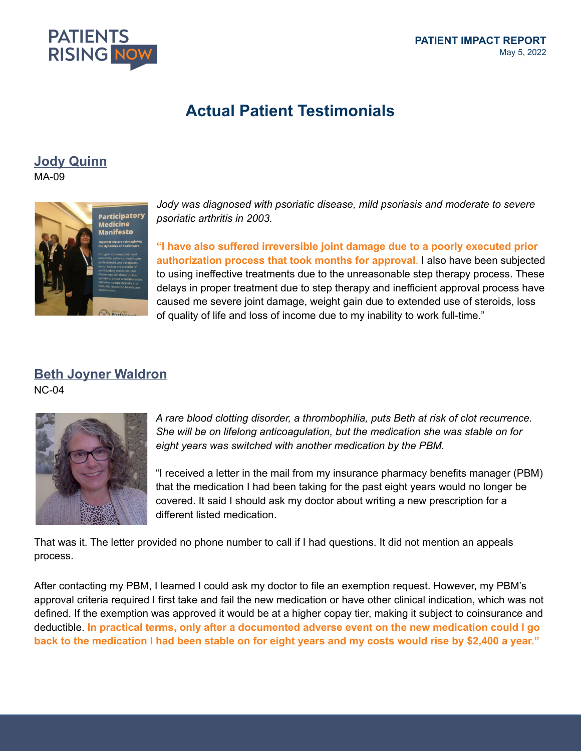# Actual Patient Testimonials

## Jody Quinn

MA-09

*Jody was diagnosed with psoriatic disease, mild psoriasis and moderate to severe psoriatic arthritis in 2003.*

**"I have also suffered irreversible joint damage due to a poorly executed prior authorization process that took months for approval.** I also have been subjected to using ineffective treatments due to the unreasonable step therapy process. These delays in proper treatment due to step therapy and inefficient approval process have caused me severe joint damage, weight gain due to extended use of steroids, loss of quality of life and loss of income due to my inability to work full-time."

## Beth Joyner Waldron

NC-04

*A rare blood clotting disorder, a thrombophilia, puts Beth at risk of clot recurrence. She will be on lifelong anticoagulation, but the medication she was stable on for eight years was switched with another medication by the PBM.*

"I received a letter in the mail from my insurance pharmacy benefits manager (PBM) that the medication I had been taking for the past eight years would no longer be covered. It said I should ask my doctor about writing a new prescription for a different listed medication.

That was it. The letter provided no phone number to call if I had questions. It did not mention an appeals process.

After contacting my PBM, I learned I could ask my doctor to file an exemption request. However, my PBM's approval criteria required I first take and fail the new medication or have other clinical indication, which was not defined. If the exemption was approved it would be at a higher copay tier, making it subject to coinsurance and deductible. **In practical terms, only after a documented adverse event on the new medication could I go back to the medication I had been stable on for eight years and my costs would rise by $2,400 a year."**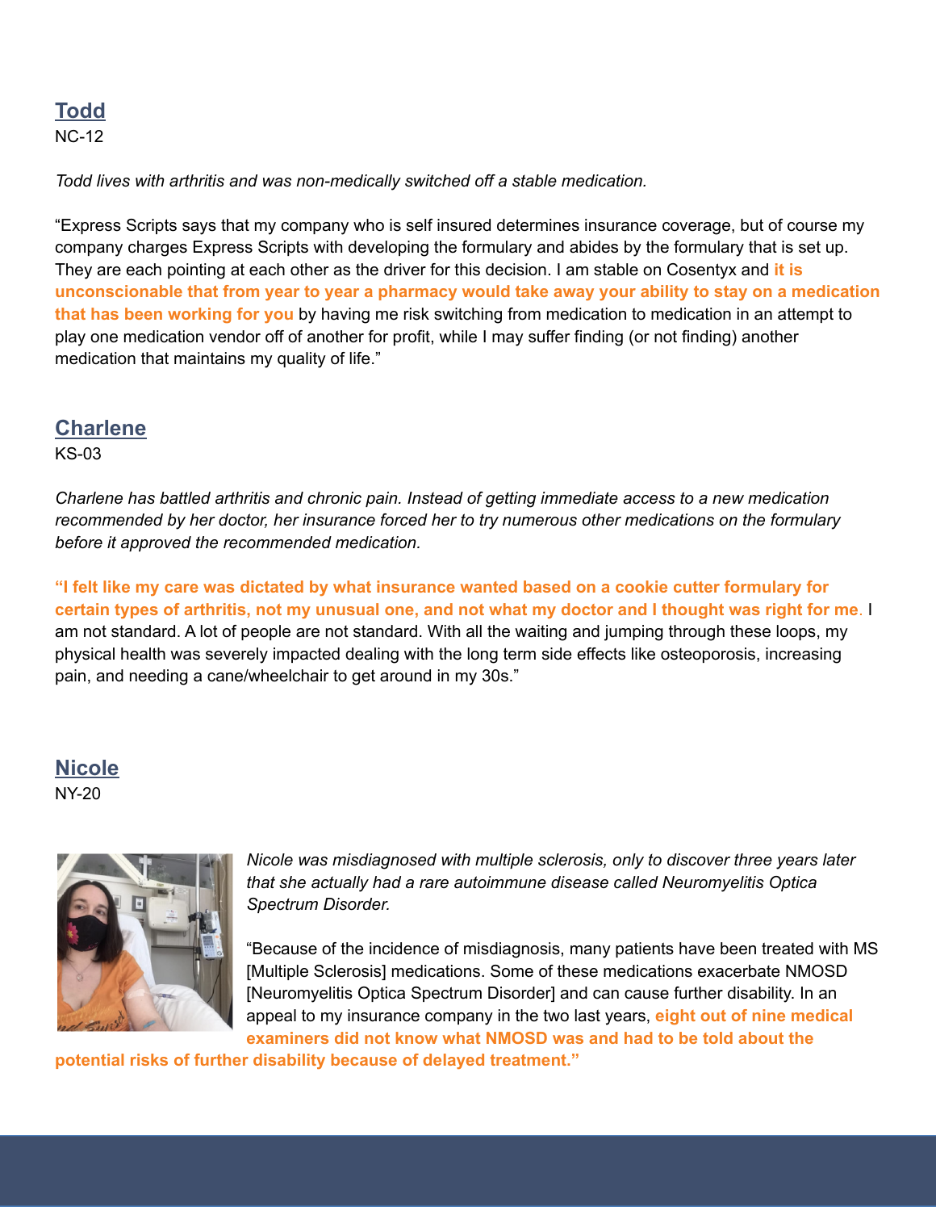## Todd

NC-12

*Todd lives with arthritis and was non-medically switched off a stable medication.*

"Express Scripts says that my company who is self insured determines insurance coverage, but of course my company charges Express Scripts with developing the formulary and abides by the formulary that is set up. They are each pointing at each other as the driver for this decision. I am stable on Cosentyx and **it is unconscionable that from year to year a pharmacy would take away your ability to stay on a medication that has been working for you** by having me risk switching from medication to medication in an attempt to play one medication vendor off of another for profit, while I may suffer finding (or not finding) another medication that maintains my quality of life."

## Charlene

KS-03

*Charlene has battled arthritis and chronic pain. Instead of getting immediate access to a new medication recommended by her doctor, her insurance forced her to try numerous other medications on the formulary before it approved the recommended medication.*

**"I felt like my care was dictated by what insurance wanted based on a cookie cutter formulary for certain types of arthritis, not my unusual one, and not what my doctor and I thought was right for me.** I am not standard. A lot of people are not standard. With all the waiting and jumping through these loops, my physical health was severely impacted dealing with the long term side effects like osteoporosis, increasing pain, and needing a cane/wheelchair to get around in my 30s."

## Nicole

NY-20

*Nicole was misdiagnosed with multiple sclerosis, only to discover three years later that she actually had a rare autoimmune disease called Neuromyelitis Optica Spectrum Disorder.*

"Because of the incidence of misdiagnosis, many patients have been treated with MS [Multiple Sclerosis] medications. Some of these medications exacerbate NMOSD [Neuromyelitis Optica Spectrum Disorder] and can cause further disability. In an appeal to my insurance company in the two last years, **eight out of nine medical examiners did not know what NMOSD was and had to be told about the potential risks of further disability because of delayed treatment."**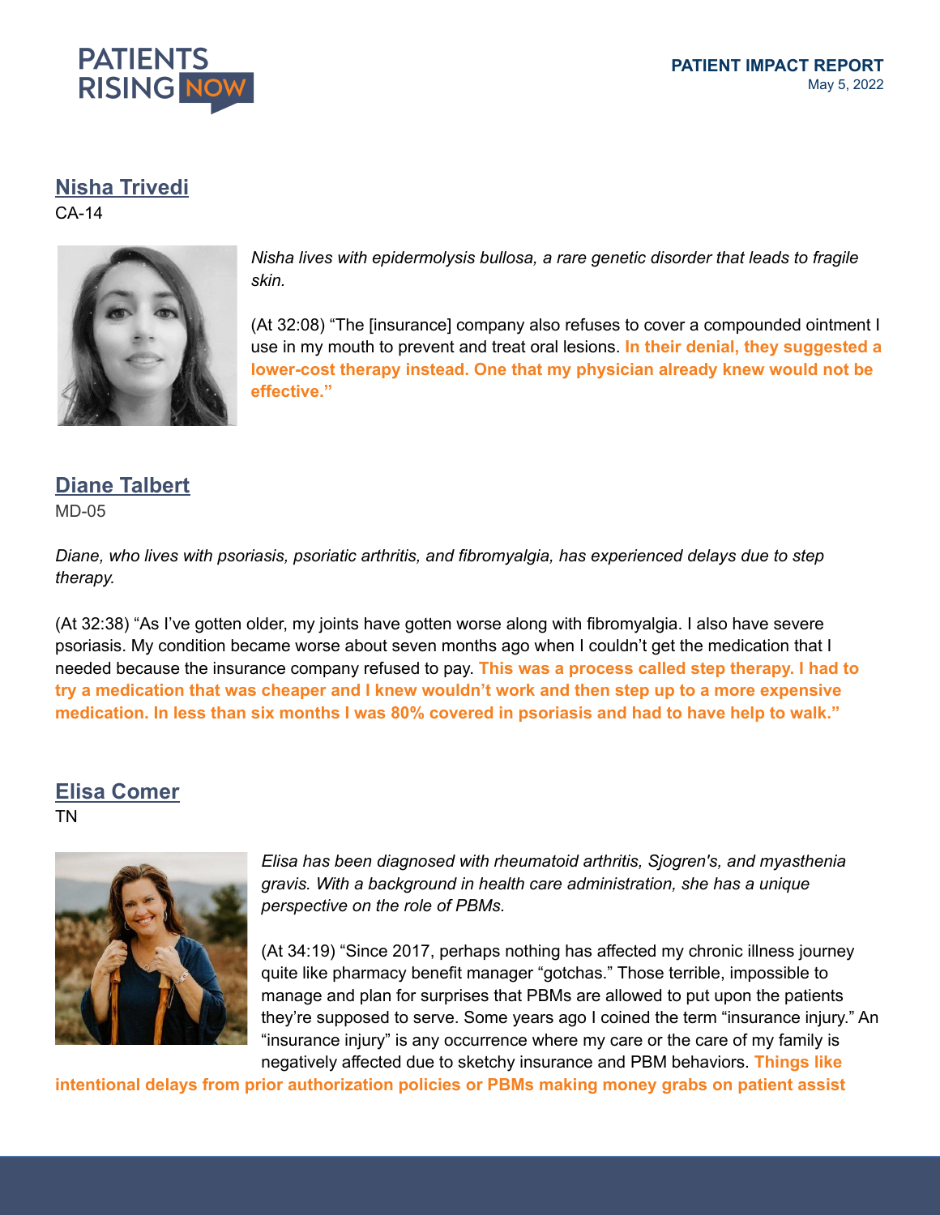## Nisha Trivedi

CA-14

*Nisha lives with epidermolysis bullosa, a rare genetic disorder that leads to fragile skin.*

(At 32:08) "The [insurance] company also refuses to cover a compounded ointment I use in my mouth to prevent and treat oral lesions. **In their denial, they suggested a lower-cost therapy instead. One that my physician already knew would not be effective."**

## Diane Talbert

MD-05

*Diane, who lives with psoriasis, psoriatic arthritis, and fibromyalgia, has experienced delays due to step therapy.*

(At 32:38) "As I've gotten older, my joints have gotten worse along with fibromyalgia. I also have severe psoriasis. My condition became worse about seven months ago when I couldn't get the medication that I needed because the insurance company refused to pay. **This was a process called step therapy. I had to try a medication that was cheaper and I knew wouldn't work and then step up to a more expensive medication. In less than six months I was 80% covered in psoriasis and had to have help to walk."**

## Elisa Comer

TN

*Elisa has been diagnosed with rheumatoid arthritis, Sjogren's, and myasthenia gravis. With a background in health care administration, she has a unique perspective on the role of PBMs.*

(At 34:19) "Since 2017, perhaps nothing has affected my chronic illness journey quite like pharmacy benefit manager "gotchas." Those terrible, impossible to manage and plan for surprises that PBMs are allowed to put upon the patients they're supposed to serve. Some years ago I coined the term "insurance injury." An "insurance injury" is any occurrence where my care or the care of my family is negatively affected due to sketchy insurance and PBM behaviors. **Things like intentional delays from prior authorization policies or PBMs making money grabs on patient assist**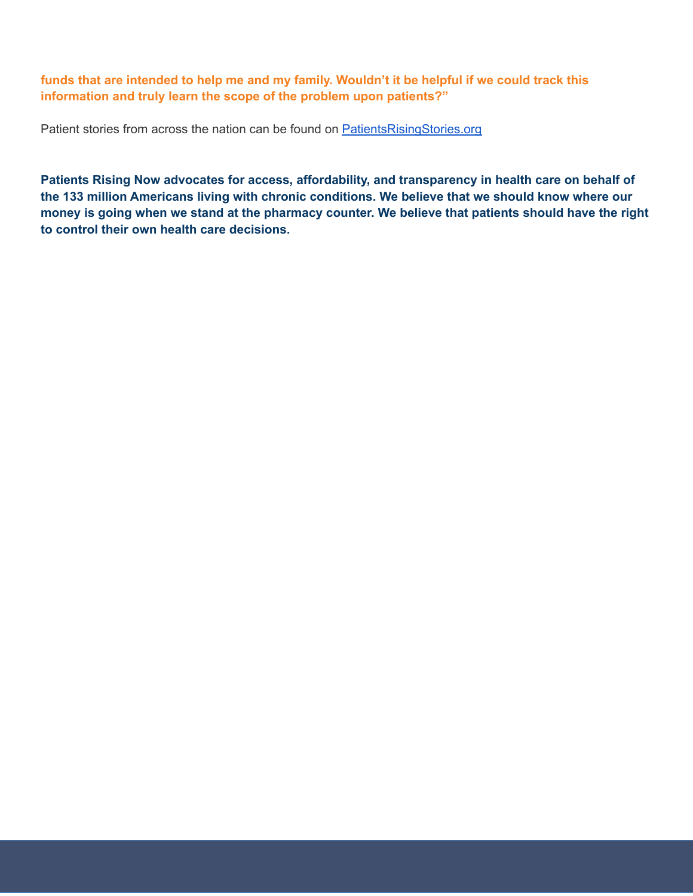**funds that are intended to help me and my family. Wouldn't it be helpful if we could track this information and truly learn the scope of the problem upon patients?"**

Patient stories from across the nation can be found on [PatientsRisingStories.org](https://PatientsRisingStories.org)

**Patients Rising Now advocates for access, affordability, and transparency in health care on behalf of the 133 million Americans living with chronic conditions. We believe that we should know where our money is going when we stand at the pharmacy counter. We believe that patients should have the right to control their own health care decisions.**